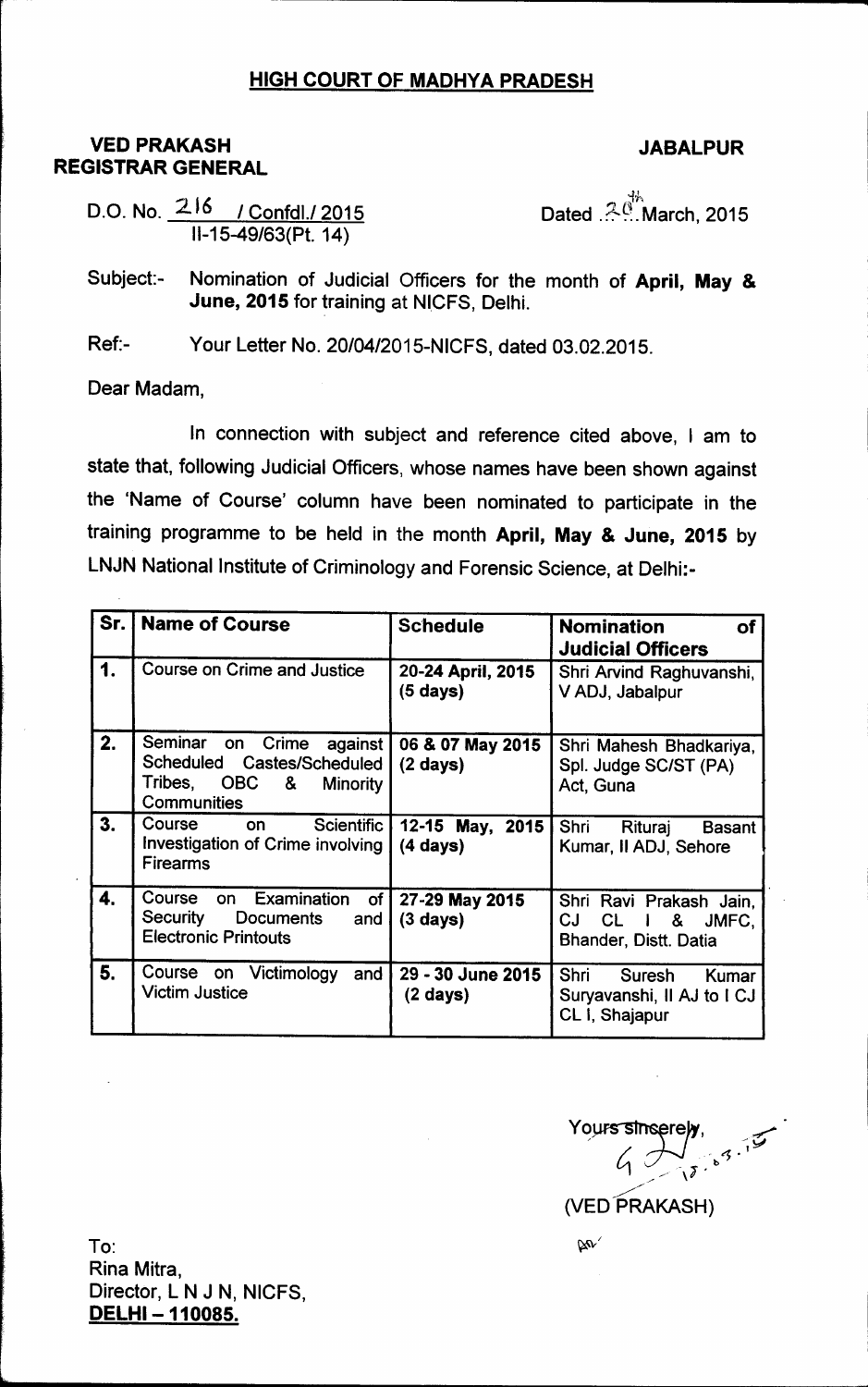## HIGH COURT OF MADHYA PRADESH

**VED PRAKASH**
**REGISTRAR GENERAL**

**JABALPUR**

D.O. No. 216 / Confdl./ 2015
II-15-49/63(Pt. 14)

Dated 20th March, 2015

Subject:- Nomination of Judicial Officers for the month of **April, May & June, 2015** for training at NICFS, Delhi.

Ref:- Your Letter No. 20/04/2015-NICFS, dated 03.02.2015.

Dear Madam,

In connection with subject and reference cited above, I am to state that, following Judicial Officers, whose names have been shown against the 'Name of Course' column have been nominated to participate in the training programme to be held in the month **April, May & June, 2015** by LNJN National Institute of Criminology and Forensic Science, at Delhi:-

| Sr. | Name of Course | Schedule | Nomination of Judicial Officers |
|---|---|---|---|
| 1. | Course on Crime and Justice | **20-24 April, 2015 (5 days)** | Shri Arvind Raghuvanshi, V ADJ, Jabalpur |
| 2. | Seminar on Crime against Scheduled Castes/Scheduled Tribes, OBC & Minority Communities | **06 & 07 May 2015 (2 days)** | Shri Mahesh Bhadkariya, Spl. Judge SC/ST (PA) Act, Guna |
| 3. | Course on Scientific Investigation of Crime involving Firearms | **12-15 May, 2015 (4 days)** | Shri Rituraj Basant Kumar, II ADJ, Sehore |
| 4. | Course on Examination of Security Documents and Electronic Printouts | **27-29 May 2015 (3 days)** | Shri Ravi Prakash Jain, CJ CL I & JMFC, Bhander, Distt. Datia |
| 5. | Course on Victimology and Victim Justice | **29 - 30 June 2015 (2 days)** | Shri Suresh Kumar Suryavanshi, II AJ to I CJ CL I, Shajapur |

Yours sincerely,

(VED PRAKASH)

To:
Rina Mitra,
Director, L N J N, NICFS,
**DELHI – 110085.**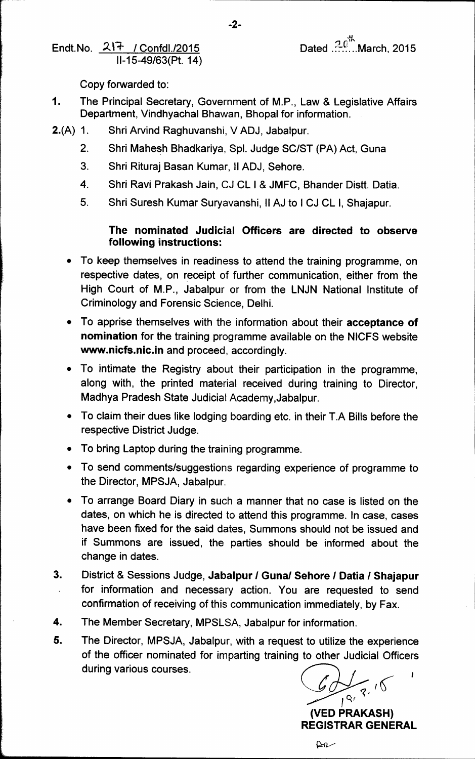Endt.No. 217 / Confdl./2015 Dated 20th March, 2015
II-15-49/63(Pt. 14)

Copy forwarded to:

1. The Principal Secretary, Government of M.P., Law & Legislative Affairs Department, Vindhyachal Bhawan, Bhopal for information.

2.(A) 1. Shri Arvind Raghuvanshi, V ADJ, Jabalpur.
   2. Shri Mahesh Bhadkariya, Spl. Judge SC/ST (PA) Act, Guna
   3. Shri Rituraj Basan Kumar, II ADJ, Sehore.
   4. Shri Ravi Prakash Jain, CJ CL I & JMFC, Bhander Distt. Datia.
   5. Shri Suresh Kumar Suryavanshi, II AJ to I CJ CL I, Shajapur.

**The nominated Judicial Officers are directed to observe following instructions:**

- To keep themselves in readiness to attend the training programme, on respective dates, on receipt of further communication, either from the High Court of M.P., Jabalpur or from the LNJN National Institute of Criminology and Forensic Science, Delhi.
- To apprise themselves with the information about their **acceptance of nomination** for the training programme available on the NICFS website **www.nicfs.nic.in** and proceed, accordingly.
- To intimate the Registry about their participation in the programme, along with, the printed material received during training to Director, Madhya Pradesh State Judicial Academy,Jabalpur.
- To claim their dues like lodging boarding etc. in their T.A Bills before the respective District Judge.
- To bring Laptop during the training programme.
- To send comments/suggestions regarding experience of programme to the Director, MPSJA, Jabalpur.
- To arrange Board Diary in such a manner that no case is listed on the dates, on which he is directed to attend this programme. In case, cases have been fixed for the said dates, Summons should not be issued and if Summons are issued, the parties should be informed about the change in dates.

3. District & Sessions Judge, **Jabalpur / Guna/ Sehore / Datia / Shajapur** for information and necessary action. You are requested to send confirmation of receiving of this communication immediately, by Fax.

4. The Member Secretary, MPSLSA, Jabalpur for information.

5. The Director, MPSJA, Jabalpur, with a request to utilize the experience of the officer nominated for imparting training to other Judicial Officers during various courses.

19.3.15

**(VED PRAKASH)**
**REGISTRAR GENERAL**